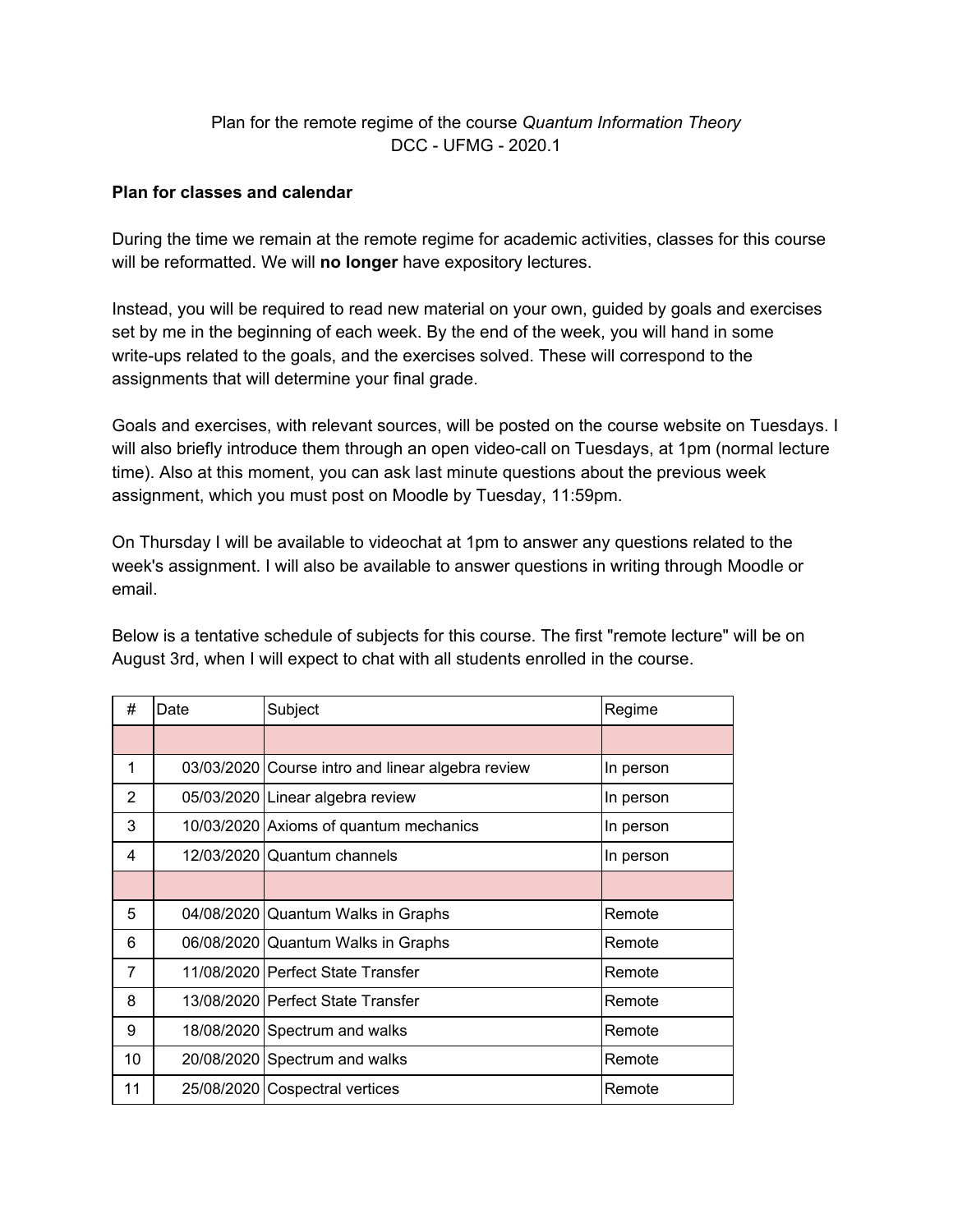Plan for the remote regime of the course *Quantum Information Theory*
DCC - UFMG - 2020.1

**Plan for classes and calendar**

During the time we remain at the remote regime for academic activities, classes for this course will be reformatted. We will **no longer** have expository lectures.

Instead, you will be required to read new material on your own, guided by goals and exercises set by me in the beginning of each week. By the end of the week, you will hand in some write-ups related to the goals, and the exercises solved. These will correspond to the assignments that will determine your final grade.

Goals and exercises, with relevant sources, will be posted on the course website on Tuesdays. I will also briefly introduce them through an open video-call on Tuesdays, at 1pm (normal lecture time). Also at this moment, you can ask last minute questions about the previous week assignment, which you must post on Moodle by Tuesday, 11:59pm.

On Thursday I will be available to videochat at 1pm to answer any questions related to the week's assignment. I will also be available to answer questions in writing through Moodle or email.

Below is a tentative schedule of subjects for this course. The first "remote lecture" will be on August 3rd, when I will expect to chat with all students enrolled in the course.

| # | Date | Subject | Regime |
|---|---|---|---|
| | | | |
| 1 | 03/03/2020 | Course intro and linear algebra review | In person |
| 2 | 05/03/2020 | Linear algebra review | In person |
| 3 | 10/03/2020 | Axioms of quantum mechanics | In person |
| 4 | 12/03/2020 | Quantum channels | In person |
| | | | |
| 5 | 04/08/2020 | Quantum Walks in Graphs | Remote |
| 6 | 06/08/2020 | Quantum Walks in Graphs | Remote |
| 7 | 11/08/2020 | Perfect State Transfer | Remote |
| 8 | 13/08/2020 | Perfect State Transfer | Remote |
| 9 | 18/08/2020 | Spectrum and walks | Remote |
| 10 | 20/08/2020 | Spectrum and walks | Remote |
| 11 | 25/08/2020 | Cospectral vertices | Remote |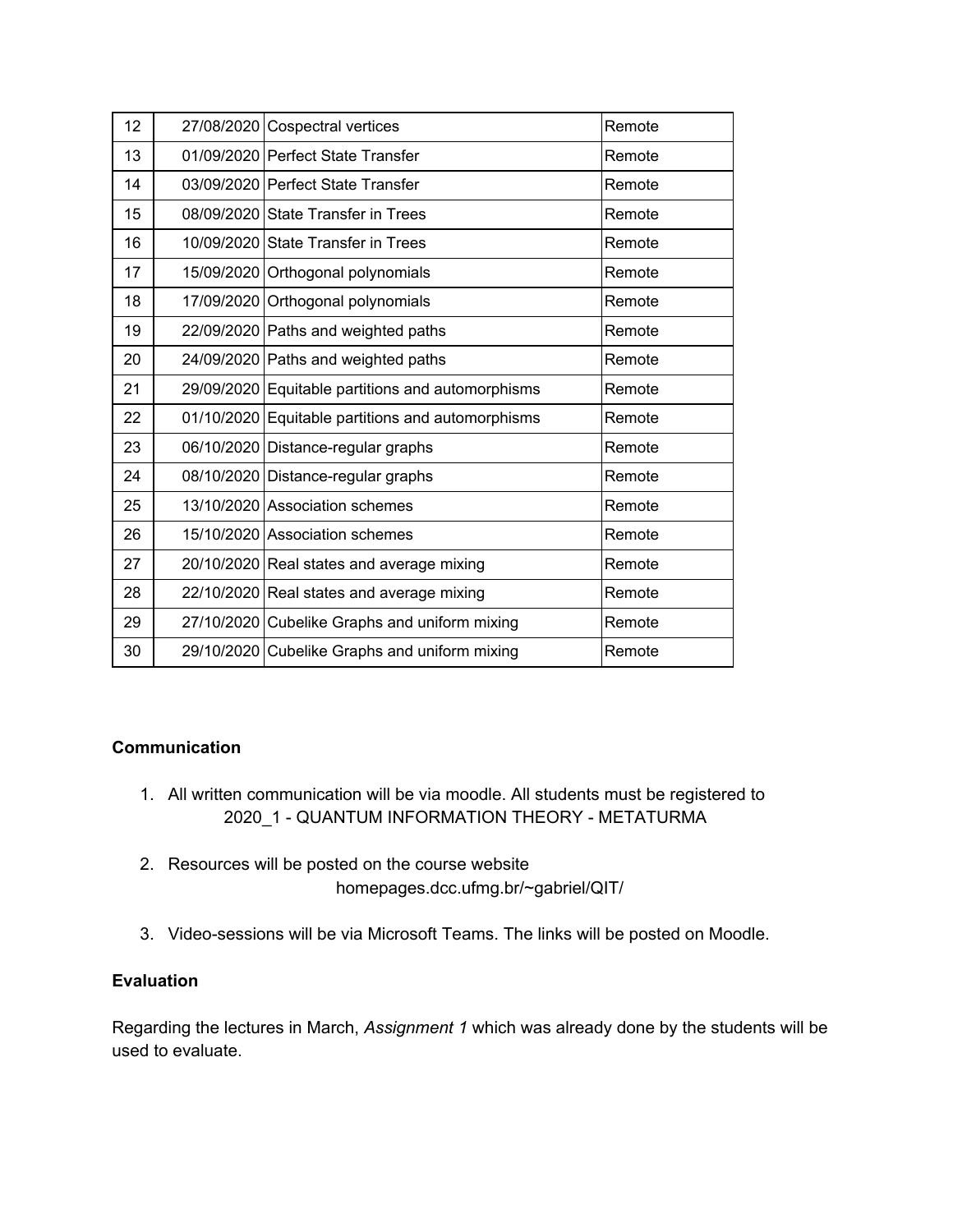| 12 | 27/08/2020 | Cospectral vertices | Remote |
|---|---|---|---|
| 13 | 01/09/2020 | Perfect State Transfer | Remote |
| 14 | 03/09/2020 | Perfect State Transfer | Remote |
| 15 | 08/09/2020 | State Transfer in Trees | Remote |
| 16 | 10/09/2020 | State Transfer in Trees | Remote |
| 17 | 15/09/2020 | Orthogonal polynomials | Remote |
| 18 | 17/09/2020 | Orthogonal polynomials | Remote |
| 19 | 22/09/2020 | Paths and weighted paths | Remote |
| 20 | 24/09/2020 | Paths and weighted paths | Remote |
| 21 | 29/09/2020 | Equitable partitions and automorphisms | Remote |
| 22 | 01/10/2020 | Equitable partitions and automorphisms | Remote |
| 23 | 06/10/2020 | Distance-regular graphs | Remote |
| 24 | 08/10/2020 | Distance-regular graphs | Remote |
| 25 | 13/10/2020 | Association schemes | Remote |
| 26 | 15/10/2020 | Association schemes | Remote |
| 27 | 20/10/2020 | Real states and average mixing | Remote |
| 28 | 22/10/2020 | Real states and average mixing | Remote |
| 29 | 27/10/2020 | Cubelike Graphs and uniform mixing | Remote |
| 30 | 29/10/2020 | Cubelike Graphs and uniform mixing | Remote |

**Communication**

1. All written communication will be via moodle. All students must be registered to
   2020_1 - QUANTUM INFORMATION THEORY - METATURMA

2. Resources will be posted on the course website
   homepages.dcc.ufmg.br/~gabriel/QIT/

3. Video-sessions will be via Microsoft Teams. The links will be posted on Moodle.

**Evaluation**

Regarding the lectures in March, *Assignment 1* which was already done by the students will be used to evaluate.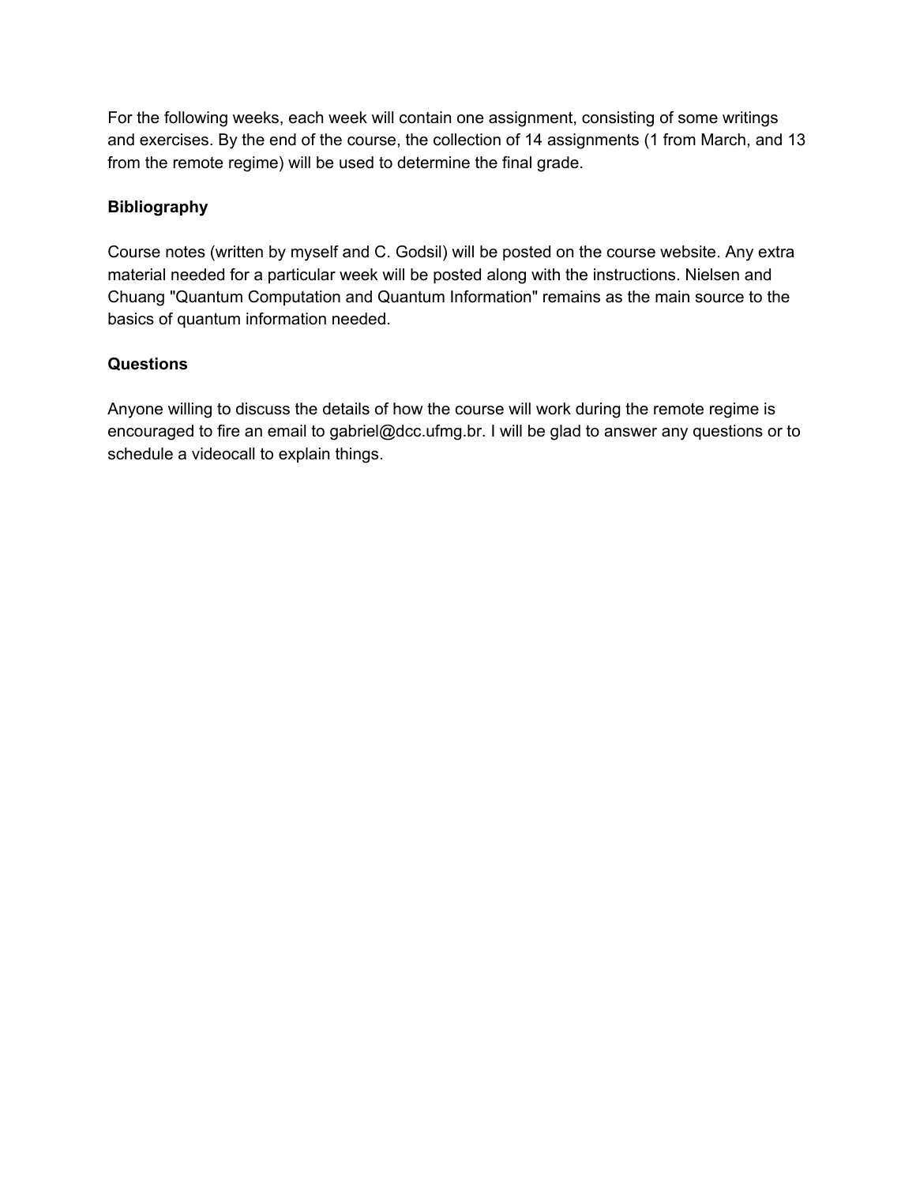For the following weeks, each week will contain one assignment, consisting of some writings and exercises. By the end of the course, the collection of 14 assignments (1 from March, and 13 from the remote regime) will be used to determine the final grade.

**Bibliography**

Course notes (written by myself and C. Godsil) will be posted on the course website. Any extra material needed for a particular week will be posted along with the instructions. Nielsen and Chuang "Quantum Computation and Quantum Information" remains as the main source to the basics of quantum information needed.

**Questions**

Anyone willing to discuss the details of how the course will work during the remote regime is encouraged to fire an email to gabriel@dcc.ufmg.br. I will be glad to answer any questions or to schedule a videocall to explain things.